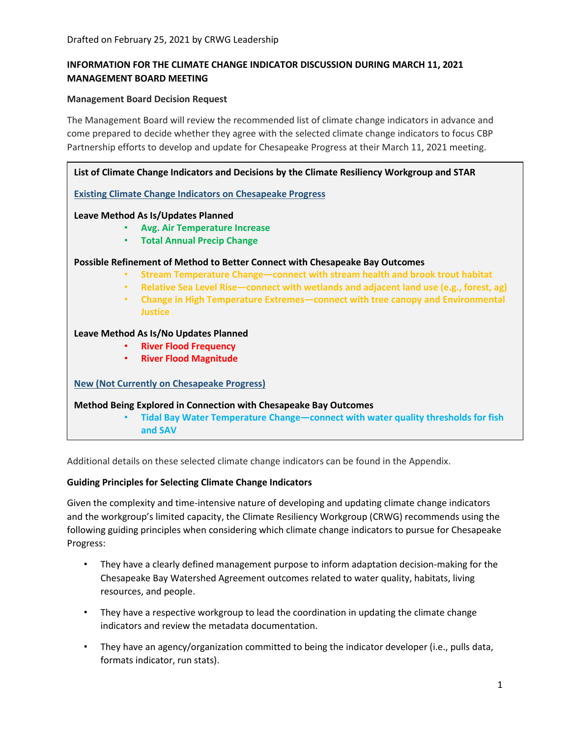Drafted on February 25, 2021 by CRWG Leadership

**INFORMATION FOR THE CLIMATE CHANGE INDICATOR DISCUSSION DURING MARCH 11, 2021 MANAGEMENT BOARD MEETING**

**Management Board Decision Request**

The Management Board will review the recommended list of climate change indicators in advance and come prepared to decide whether they agree with the selected climate change indicators to focus CBP Partnership efforts to develop and update for Chesapeake Progress at their March 11, 2021 meeting.

**List of Climate Change Indicators and Decisions by the Climate Resiliency Workgroup and STAR**

**Existing Climate Change Indicators on Chesapeake Progress**

**Leave Method As Is/Updates Planned**

- **Avg. Air Temperature Increase**
- **Total Annual Precip Change**

**Possible Refinement of Method to Better Connect with Chesapeake Bay Outcomes**

- **Stream Temperature Change—connect with stream health and brook trout habitat**
- **Relative Sea Level Rise—connect with wetlands and adjacent land use (e.g., forest, ag)**
- **Change in High Temperature Extremes—connect with tree canopy and Environmental Justice**

**Leave Method As Is/No Updates Planned**

- **River Flood Frequency**
- **River Flood Magnitude**

**New (Not Currently on Chesapeake Progress)**

**Method Being Explored in Connection with Chesapeake Bay Outcomes**

- **Tidal Bay Water Temperature Change—connect with water quality thresholds for fish and SAV**

Additional details on these selected climate change indicators can be found in the Appendix.

**Guiding Principles for Selecting Climate Change Indicators**

Given the complexity and time-intensive nature of developing and updating climate change indicators and the workgroup's limited capacity, the Climate Resiliency Workgroup (CRWG) recommends using the following guiding principles when considering which climate change indicators to pursue for Chesapeake Progress:

- They have a clearly defined management purpose to inform adaptation decision-making for the Chesapeake Bay Watershed Agreement outcomes related to water quality, habitats, living resources, and people.
- They have a respective workgroup to lead the coordination in updating the climate change indicators and review the metadata documentation.
- They have an agency/organization committed to being the indicator developer (i.e., pulls data, formats indicator, run stats).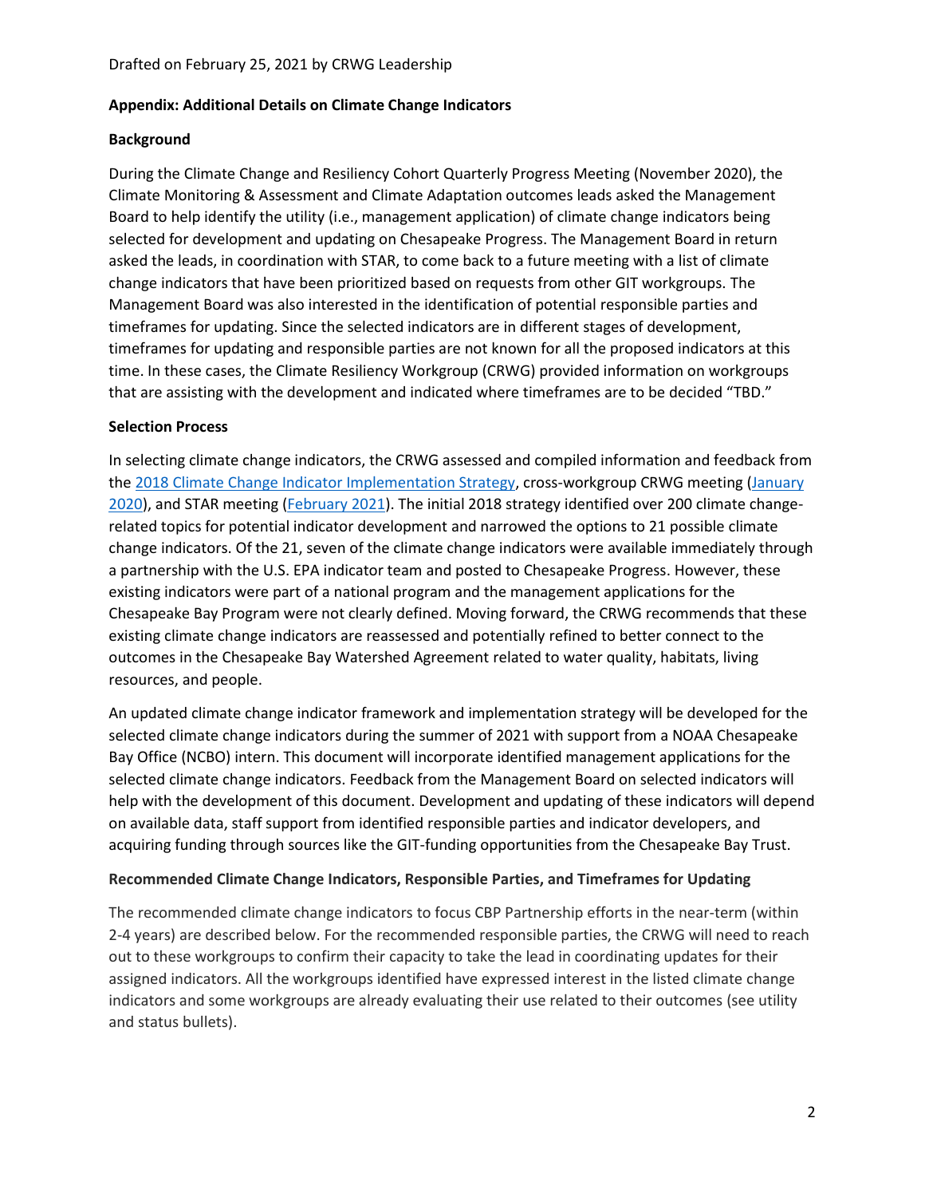Drafted on February 25, 2021 by CRWG Leadership

**Appendix: Additional Details on Climate Change Indicators**

**Background**

During the Climate Change and Resiliency Cohort Quarterly Progress Meeting (November 2020), the Climate Monitoring & Assessment and Climate Adaptation outcomes leads asked the Management Board to help identify the utility (i.e., management application) of climate change indicators being selected for development and updating on Chesapeake Progress. The Management Board in return asked the leads, in coordination with STAR, to come back to a future meeting with a list of climate change indicators that have been prioritized based on requests from other GIT workgroups. The Management Board was also interested in the identification of potential responsible parties and timeframes for updating. Since the selected indicators are in different stages of development, timeframes for updating and responsible parties are not known for all the proposed indicators at this time. In these cases, the Climate Resiliency Workgroup (CRWG) provided information on workgroups that are assisting with the development and indicated where timeframes are to be decided "TBD."

**Selection Process**

In selecting climate change indicators, the CRWG assessed and compiled information and feedback from the 2018 Climate Change Indicator Implementation Strategy, cross-workgroup CRWG meeting (January 2020), and STAR meeting (February 2021). The initial 2018 strategy identified over 200 climate change-related topics for potential indicator development and narrowed the options to 21 possible climate change indicators. Of the 21, seven of the climate change indicators were available immediately through a partnership with the U.S. EPA indicator team and posted to Chesapeake Progress. However, these existing indicators were part of a national program and the management applications for the Chesapeake Bay Program were not clearly defined. Moving forward, the CRWG recommends that these existing climate change indicators are reassessed and potentially refined to better connect to the outcomes in the Chesapeake Bay Watershed Agreement related to water quality, habitats, living resources, and people.

An updated climate change indicator framework and implementation strategy will be developed for the selected climate change indicators during the summer of 2021 with support from a NOAA Chesapeake Bay Office (NCBO) intern. This document will incorporate identified management applications for the selected climate change indicators. Feedback from the Management Board on selected indicators will help with the development of this document. Development and updating of these indicators will depend on available data, staff support from identified responsible parties and indicator developers, and acquiring funding through sources like the GIT-funding opportunities from the Chesapeake Bay Trust.

**Recommended Climate Change Indicators, Responsible Parties, and Timeframes for Updating**

The recommended climate change indicators to focus CBP Partnership efforts in the near-term (within 2-4 years) are described below. For the recommended responsible parties, the CRWG will need to reach out to these workgroups to confirm their capacity to take the lead in coordinating updates for their assigned indicators. All the workgroups identified have expressed interest in the listed climate change indicators and some workgroups are already evaluating their use related to their outcomes (see utility and status bullets).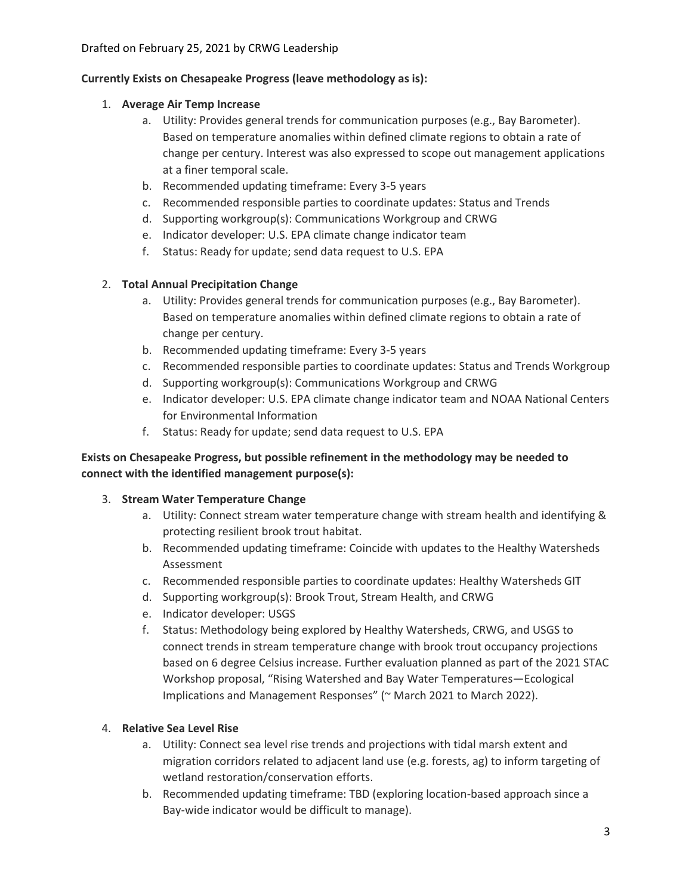Drafted on February 25, 2021 by CRWG Leadership

**Currently Exists on Chesapeake Progress (leave methodology as is):**

1. **Average Air Temp Increase**
    a. Utility: Provides general trends for communication purposes (e.g., Bay Barometer). Based on temperature anomalies within defined climate regions to obtain a rate of change per century. Interest was also expressed to scope out management applications at a finer temporal scale.
    b. Recommended updating timeframe: Every 3-5 years
    c. Recommended responsible parties to coordinate updates: Status and Trends
    d. Supporting workgroup(s): Communications Workgroup and CRWG
    e. Indicator developer: U.S. EPA climate change indicator team
    f. Status: Ready for update; send data request to U.S. EPA

2. **Total Annual Precipitation Change**
    a. Utility: Provides general trends for communication purposes (e.g., Bay Barometer). Based on temperature anomalies within defined climate regions to obtain a rate of change per century.
    b. Recommended updating timeframe: Every 3-5 years
    c. Recommended responsible parties to coordinate updates: Status and Trends Workgroup
    d. Supporting workgroup(s): Communications Workgroup and CRWG
    e. Indicator developer: U.S. EPA climate change indicator team and NOAA National Centers for Environmental Information
    f. Status: Ready for update; send data request to U.S. EPA

**Exists on Chesapeake Progress, but possible refinement in the methodology may be needed to connect with the identified management purpose(s):**

3. **Stream Water Temperature Change**
    a. Utility: Connect stream water temperature change with stream health and identifying & protecting resilient brook trout habitat.
    b. Recommended updating timeframe: Coincide with updates to the Healthy Watersheds Assessment
    c. Recommended responsible parties to coordinate updates: Healthy Watersheds GIT
    d. Supporting workgroup(s): Brook Trout, Stream Health, and CRWG
    e. Indicator developer: USGS
    f. Status: Methodology being explored by Healthy Watersheds, CRWG, and USGS to connect trends in stream temperature change with brook trout occupancy projections based on 6 degree Celsius increase. Further evaluation planned as part of the 2021 STAC Workshop proposal, "Rising Watershed and Bay Water Temperatures—Ecological Implications and Management Responses" (~ March 2021 to March 2022).

4. **Relative Sea Level Rise**
    a. Utility: Connect sea level rise trends and projections with tidal marsh extent and migration corridors related to adjacent land use (e.g. forests, ag) to inform targeting of wetland restoration/conservation efforts.
    b. Recommended updating timeframe: TBD (exploring location-based approach since a Bay-wide indicator would be difficult to manage).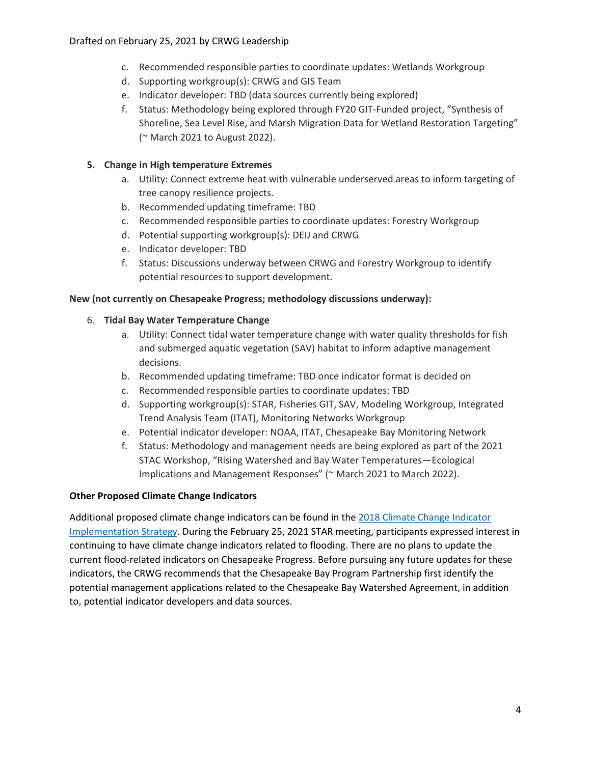c. Recommended responsible parties to coordinate updates: Wetlands Workgroup
d. Supporting workgroup(s): CRWG and GIS Team
e. Indicator developer: TBD (data sources currently being explored)
f. Status: Methodology being explored through FY20 GIT-Funded project, “Synthesis of Shoreline, Sea Level Rise, and Marsh Migration Data for Wetland Restoration Targeting” (~ March 2021 to August 2022).

5. **Change in High temperature Extremes**
   a. Utility: Connect extreme heat with vulnerable underserved areas to inform targeting of tree canopy resilience projects.
   b. Recommended updating timeframe: TBD
   c. Recommended responsible parties to coordinate updates: Forestry Workgroup
   d. Potential supporting workgroup(s): DEIJ and CRWG
   e. Indicator developer: TBD
   f. Status: Discussions underway between CRWG and Forestry Workgroup to identify potential resources to support development.

**New (not currently on Chesapeake Progress; methodology discussions underway):**

6. **Tidal Bay Water Temperature Change**
   a. Utility: Connect tidal water temperature change with water quality thresholds for fish and submerged aquatic vegetation (SAV) habitat to inform adaptive management decisions.
   b. Recommended updating timeframe: TBD once indicator format is decided on
   c. Recommended responsible parties to coordinate updates: TBD
   d. Supporting workgroup(s): STAR, Fisheries GIT, SAV, Modeling Workgroup, Integrated Trend Analysis Team (ITAT), Monitoring Networks Workgroup
   e. Potential indicator developer: NOAA, ITAT, Chesapeake Bay Monitoring Network
   f. Status: Methodology and management needs are being explored as part of the 2021 STAC Workshop, “Rising Watershed and Bay Water Temperatures—Ecological Implications and Management Responses” (~ March 2021 to March 2022).

**Other Proposed Climate Change Indicators**

Additional proposed climate change indicators can be found in the 2018 Climate Change Indicator Implementation Strategy. During the February 25, 2021 STAR meeting, participants expressed interest in continuing to have climate change indicators related to flooding. There are no plans to update the current flood-related indicators on Chesapeake Progress. Before pursuing any future updates for these indicators, the CRWG recommends that the Chesapeake Bay Program Partnership first identify the potential management applications related to the Chesapeake Bay Watershed Agreement, in addition to, potential indicator developers and data sources.